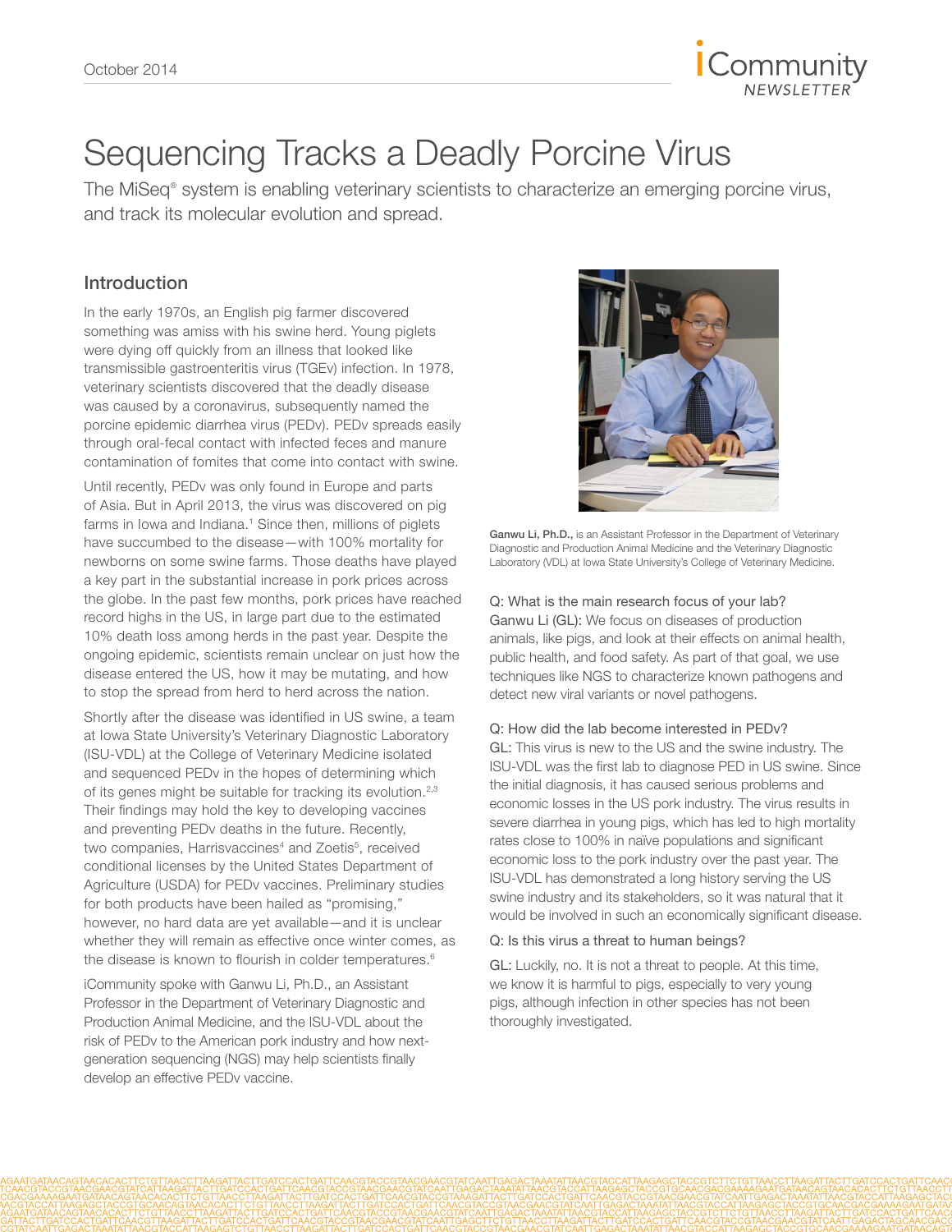# Sequencing Tracks a Deadly Porcine Virus

The MiSeq® system is enabling veterinary scientists to characterize an emerging porcine virus, and track its molecular evolution and spread.

## Introduction

In the early 1970s, an English pig farmer discovered something was amiss with his swine herd. Young piglets were dying off quickly from an illness that looked like transmissible gastroenteritis virus (TGEv) infection. In 1978, veterinary scientists discovered that the deadly disease was caused by a coronavirus, subsequently named the porcine epidemic diarrhea virus (PEDv). PEDv spreads easily through oral-fecal contact with infected feces and manure contamination of fomites that come into contact with swine.

Until recently, PEDv was only found in Europe and parts of Asia. But in April 2013, the virus was discovered on pig farms in Iowa and Indiana.[1] Since then, millions of piglets have succumbed to the disease—with 100% mortality for newborns on some swine farms. Those deaths have played a key part in the substantial increase in pork prices across the globe. In the past few months, pork prices have reached record highs in the US, in large part due to the estimated 10% death loss among herds in the past year. Despite the ongoing epidemic, scientists remain unclear on just how the disease entered the US, how it may be mutating, and how to stop the spread from herd to herd across the nation.

Shortly after the disease was identified in US swine, a team at Iowa State University's Veterinary Diagnostic Laboratory (ISU-VDL) at the College of Veterinary Medicine isolated and sequenced PEDv in the hopes of determining which of its genes might be suitable for tracking its evolution.[2,3] Their findings may hold the key to developing vaccines and preventing PEDv deaths in the future. Recently, two companies, Harrisvaccines[4] and Zoetis[5], received conditional licenses by the United States Department of Agriculture (USDA) for PEDv vaccines. Preliminary studies for both products have been hailed as "promising," however, no hard data are yet available—and it is unclear whether they will remain as effective once winter comes, as the disease is known to flourish in colder temperatures.[6]

iCommunity spoke with Ganwu Li, Ph.D., an Assistant Professor in the Department of Veterinary Diagnostic and Production Animal Medicine, and the ISU-VDL about the risk of PEDv to the American pork industry and how next-generation sequencing (NGS) may help scientists finally develop an effective PEDv vaccine.

**Ganwu Li, Ph.D.,** is an Assistant Professor in the Department of Veterinary Diagnostic and Production Animal Medicine and the Veterinary Diagnostic Laboratory (VDL) at Iowa State University's College of Veterinary Medicine.

Q: What is the main research focus of your lab?

Ganwu Li (GL): We focus on diseases of production animals, like pigs, and look at their effects on animal health, public health, and food safety. As part of that goal, we use techniques like NGS to characterize known pathogens and detect new viral variants or novel pathogens.

Q: How did the lab become interested in PEDv?

GL: This virus is new to the US and the swine industry. The ISU-VDL was the first lab to diagnose PED in US swine. Since the initial diagnosis, it has caused serious problems and economic losses in the US pork industry. The virus results in severe diarrhea in young pigs, which has led to high mortality rates close to 100% in naïve populations and significant economic loss to the pork industry over the past year. The ISU-VDL has demonstrated a long history serving the US swine industry and its stakeholders, so it was natural that it would be involved in such an economically significant disease.

Q: Is this virus a threat to human beings?

GL: Luckily, no. It is not a threat to people. At this time, we know it is harmful to pigs, especially to very young pigs, although infection in other species has not been thoroughly investigated.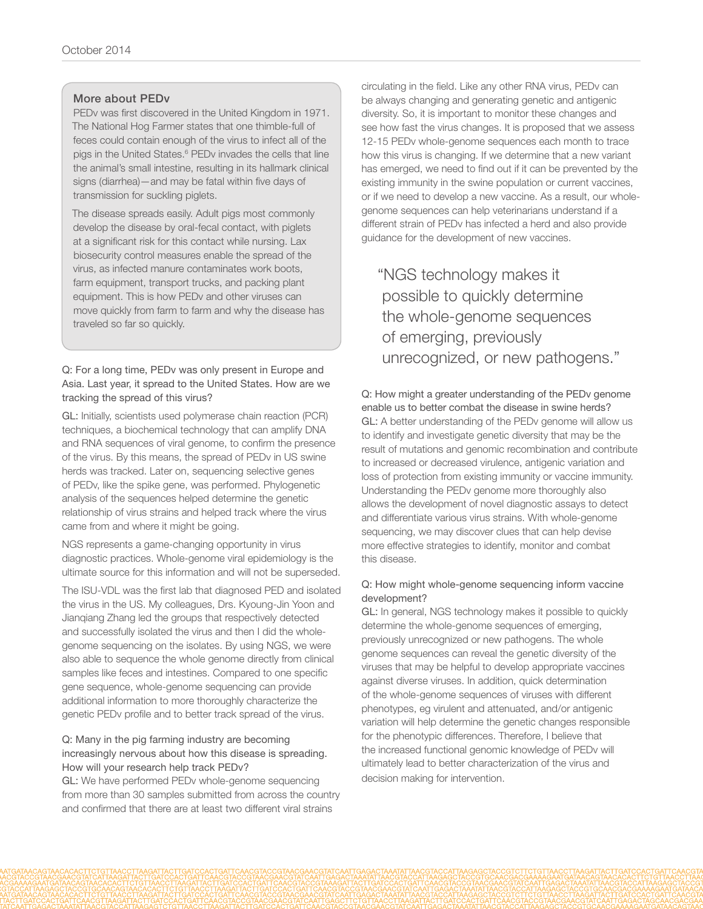## More about PEDv

PEDv was first discovered in the United Kingdom in 1971. The National Hog Farmer states that one thimble-full of feces could contain enough of the virus to infect all of the pigs in the United States.[6] PEDv invades the cells that line the animal's small intestine, resulting in its hallmark clinical signs (diarrhea)—and may be fatal within five days of transmission for suckling piglets.

The disease spreads easily. Adult pigs most commonly develop the disease by oral-fecal contact, with piglets at a significant risk for this contact while nursing. Lax biosecurity control measures enable the spread of the virus, as infected manure contaminates work boots, farm equipment, transport trucks, and packing plant equipment. This is how PEDv and other viruses can move quickly from farm to farm and why the disease has traveled so far so quickly.

**Q: For a long time, PEDv was only present in Europe and Asia. Last year, it spread to the United States. How are we tracking the spread of this virus?**

**GL:** Initially, scientists used polymerase chain reaction (PCR) techniques, a biochemical technology that can amplify DNA and RNA sequences of viral genome, to confirm the presence of the virus. By this means, the spread of PEDv in US swine herds was tracked. Later on, sequencing selective genes of PEDv, like the spike gene, was performed. Phylogenetic analysis of the sequences helped determine the genetic relationship of virus strains and helped track where the virus came from and where it might be going.

NGS represents a game-changing opportunity in virus diagnostic practices. Whole-genome viral epidemiology is the ultimate source for this information and will not be superseded.

The ISU-VDL was the first lab that diagnosed PED and isolated the virus in the US. My colleagues, Drs. Kyoung-Jin Yoon and Jianqiang Zhang led the groups that respectively detected and successfully isolated the virus and then I did the whole-genome sequencing on the isolates. By using NGS, we were also able to sequence the whole genome directly from clinical samples like feces and intestines. Compared to one specific gene sequence, whole-genome sequencing can provide additional information to more thoroughly characterize the genetic PEDv profile and to better track spread of the virus.

**Q: Many in the pig farming industry are becoming increasingly nervous about how this disease is spreading. How will your research help track PEDv?**

**GL:** We have performed PEDv whole-genome sequencing from more than 30 samples submitted from across the country and confirmed that there are at least two different viral strains circulating in the field. Like any other RNA virus, PEDv can be always changing and generating genetic and antigenic diversity. So, it is important to monitor these changes and see how fast the virus changes. It is proposed that we assess 12-15 PEDv whole-genome sequences each month to trace how this virus is changing. If we determine that a new variant has emerged, we need to find out if it can be prevented by the existing immunity in the swine population or current vaccines, or if we need to develop a new vaccine. As a result, our whole-genome sequences can help veterinarians understand if a different strain of PEDv has infected a herd and also provide guidance for the development of new vaccines.

> "NGS technology makes it possible to quickly determine the whole-genome sequences of emerging, previously unrecognized, or new pathogens."

**Q: How might a greater understanding of the PEDv genome enable us to better combat the disease in swine herds?**

**GL:** A better understanding of the PEDv genome will allow us to identify and investigate genetic diversity that may be the result of mutations and genomic recombination and contribute to increased or decreased virulence, antigenic variation and loss of protection from existing immunity or vaccine immunity. Understanding the PEDv genome more thoroughly also allows the development of novel diagnostic assays to detect and differentiate various virus strains. With whole-genome sequencing, we may discover clues that can help devise more effective strategies to identify, monitor and combat this disease.

**Q: How might whole-genome sequencing inform vaccine development?**

**GL:** In general, NGS technology makes it possible to quickly determine the whole-genome sequences of emerging, previously unrecognized or new pathogens. The whole genome sequences can reveal the genetic diversity of the viruses that may be helpful to develop appropriate vaccines against diverse viruses. In addition, quick determination of the whole-genome sequences of viruses with different phenotypes, eg virulent and attenuated, and/or antigenic variation will help determine the genetic changes responsible for the phenotypic differences. Therefore, I believe that the increased functional genomic knowledge of PEDv will ultimately lead to better characterization of the virus and decision making for intervention.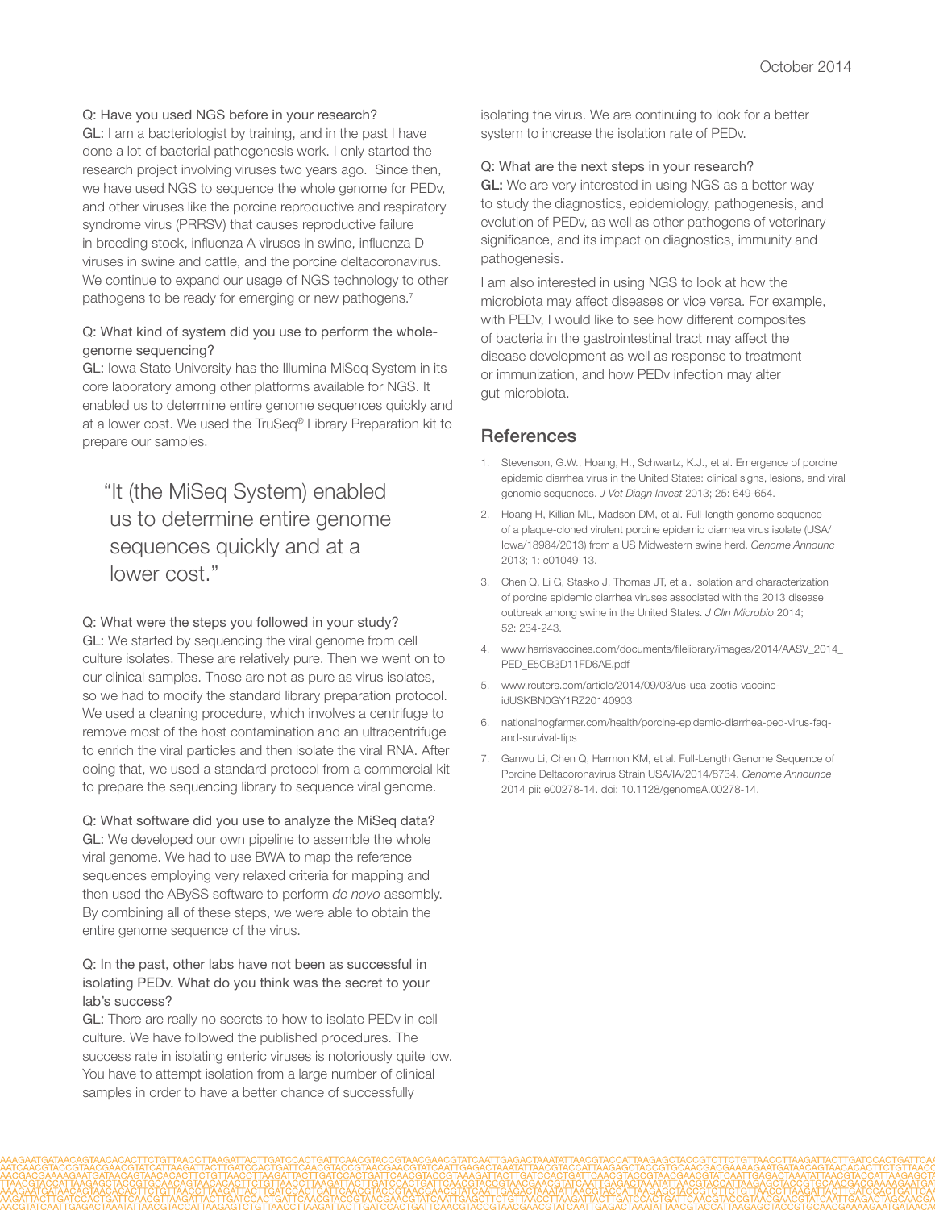Q: Have you used NGS before in your research?

GL: I am a bacteriologist by training, and in the past I have done a lot of bacterial pathogenesis work. I only started the research project involving viruses two years ago. Since then, we have used NGS to sequence the whole genome for PEDv, and other viruses like the porcine reproductive and respiratory syndrome virus (PRRSV) that causes reproductive failure in breeding stock, influenza A viruses in swine, influenza D viruses in swine and cattle, and the porcine deltacoronavirus. We continue to expand our usage of NGS technology to other pathogens to be ready for emerging or new pathogens.[7]

Q: What kind of system did you use to perform the whole-genome sequencing?

GL: Iowa State University has the Illumina MiSeq System in its core laboratory among other platforms available for NGS. It enabled us to determine entire genome sequences quickly and at a lower cost. We used the TruSeq® Library Preparation kit to prepare our samples.

> "It (the MiSeq System) enabled us to determine entire genome sequences quickly and at a lower cost."

Q: What were the steps you followed in your study?

GL: We started by sequencing the viral genome from cell culture isolates. These are relatively pure. Then we went on to our clinical samples. Those are not as pure as virus isolates, so we had to modify the standard library preparation protocol. We used a cleaning procedure, which involves a centrifuge to remove most of the host contamination and an ultracentrifuge to enrich the viral particles and then isolate the viral RNA. After doing that, we used a standard protocol from a commercial kit to prepare the sequencing library to sequence viral genome.

Q: What software did you use to analyze the MiSeq data?

GL: We developed our own pipeline to assemble the whole viral genome. We had to use BWA to map the reference sequences employing very relaxed criteria for mapping and then used the ABySS software to perform *de novo* assembly. By combining all of these steps, we were able to obtain the entire genome sequence of the virus.

Q: In the past, other labs have not been as successful in isolating PEDv. What do you think was the secret to your lab's success?

GL: There are really no secrets to how to isolate PEDv in cell culture. We have followed the published procedures. The success rate in isolating enteric viruses is notoriously quite low. You have to attempt isolation from a large number of clinical samples in order to have a better chance of successfully isolating the virus. We are continuing to look for a better system to increase the isolation rate of PEDv.

Q: What are the next steps in your research?

GL: We are very interested in using NGS as a better way to study the diagnostics, epidemiology, pathogenesis, and evolution of PEDv, as well as other pathogens of veterinary significance, and its impact on diagnostics, immunity and pathogenesis.

I am also interested in using NGS to look at how the microbiota may affect diseases or vice versa. For example, with PEDv, I would like to see how different composites of bacteria in the gastrointestinal tract may affect the disease development as well as response to treatment or immunization, and how PEDv infection may alter gut microbiota.

## References

1. Stevenson, G.W., Hoang, H., Schwartz, K.J., et al. Emergence of porcine epidemic diarrhea virus in the United States: clinical signs, lesions, and viral genomic sequences. *J Vet Diagn Invest* 2013; 25: 649-654.
2. Hoang H, Killian ML, Madson DM, et al. Full-length genome sequence of a plaque-cloned virulent porcine epidemic diarrhea virus isolate (USA/Iowa/18984/2013) from a US Midwestern swine herd. *Genome Announc* 2013; 1: e01049-13.
3. Chen Q, Li G, Stasko J, Thomas JT, et al. Isolation and characterization of porcine epidemic diarrhea viruses associated with the 2013 disease outbreak among swine in the United States. *J Clin Microbio* 2014; 52: 234-243.
4. www.harrisvaccines.com/documents/filelibrary/images/2014/AASV_2014_PED_E5CB3D11FD6AE.pdf
5. www.reuters.com/article/2014/09/03/us-usa-zoetis-vaccine-idUSKBN0GY1RZ20140903
6. nationalhogfarmer.com/health/porcine-epidemic-diarrhea-ped-virus-faq-and-survival-tips
7. Ganwu Li, Chen Q, Harmon KM, et al. Full-Length Genome Sequence of Porcine Deltacoronavirus Strain USA/IA/2014/8734. *Genome Announce* 2014 pii: e00278-14. doi: 10.1128/genomeA.00278-14.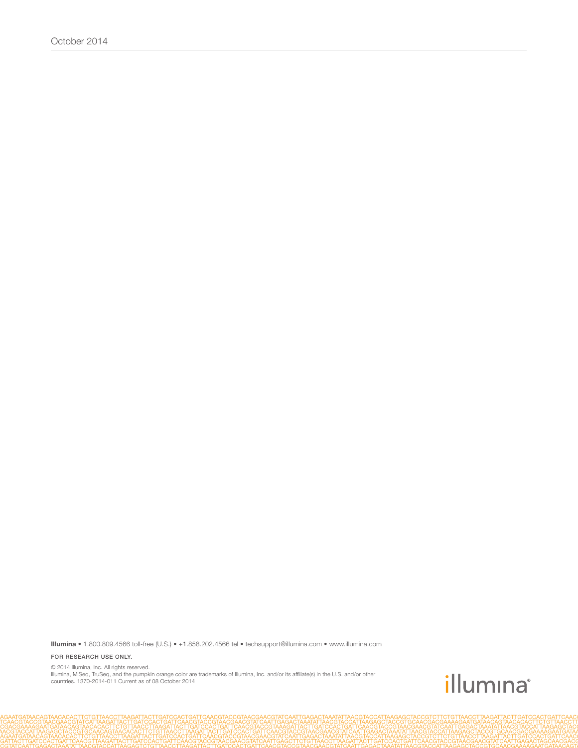October 2014

**Illumina** • 1.800.809.4566 toll-free (U.S.) • +1.858.202.4566 tel • techsupport@illumina.com • www.illumina.com

FOR RESEARCH USE ONLY.

© 2014 Illumina, Inc. All rights reserved.
Illumina, MiSeq, TruSeq, and the pumpkin orange color are trademarks of Illumina, Inc. and/or its affiliate(s) in the U.S. and/or other countries. 1370-2014-011 Current as of 08 October 2014